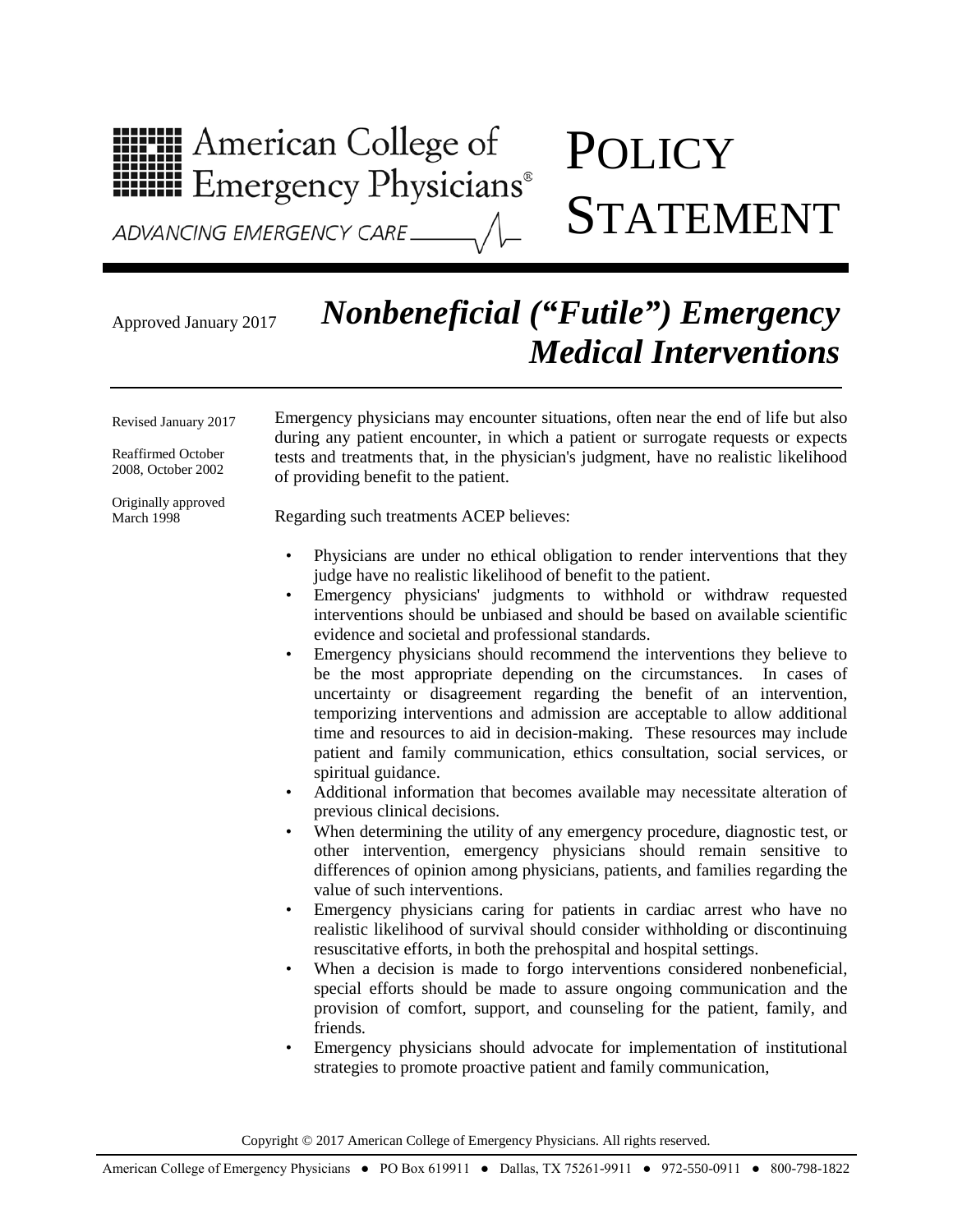American College of Emergency Physicians®

ADVANCING EMERGENCY CARE

# POLICY STATEMENT

Approved January 2017

# *Nonbeneficial ("Futile") Emergency Medical Interventions*

Revised January 2017

Reaffirmed October 2008, October 2002

Originally approved March 1998

Emergency physicians may encounter situations, often near the end of life but also during any patient encounter, in which a patient or surrogate requests or expects tests and treatments that, in the physician's judgment, have no realistic likelihood of providing benefit to the patient.

Regarding such treatments ACEP believes:

- Physicians are under no ethical obligation to render interventions that they judge have no realistic likelihood of benefit to the patient.
- Emergency physicians' judgments to withhold or withdraw requested interventions should be unbiased and should be based on available scientific evidence and societal and professional standards.
- Emergency physicians should recommend the interventions they believe to be the most appropriate depending on the circumstances. In cases of uncertainty or disagreement regarding the benefit of an intervention, temporizing interventions and admission are acceptable to allow additional time and resources to aid in decision-making. These resources may include patient and family communication, ethics consultation, social services, or spiritual guidance.
- Additional information that becomes available may necessitate alteration of previous clinical decisions.
- When determining the utility of any emergency procedure, diagnostic test, or other intervention, emergency physicians should remain sensitive to differences of opinion among physicians, patients, and families regarding the value of such interventions.
- Emergency physicians caring for patients in cardiac arrest who have no realistic likelihood of survival should consider withholding or discontinuing resuscitative efforts, in both the prehospital and hospital settings.
- When a decision is made to forgo interventions considered nonbeneficial, special efforts should be made to assure ongoing communication and the provision of comfort, support, and counseling for the patient, family, and friends.
- Emergency physicians should advocate for implementation of institutional strategies to promote proactive patient and family communication,

Copyright © 2017 American College of Emergency Physicians. All rights reserved.

American College of Emergency Physicians ● PO Box 619911 ● Dallas, TX 75261-9911 ● 972-550-0911 ● 800-798-1822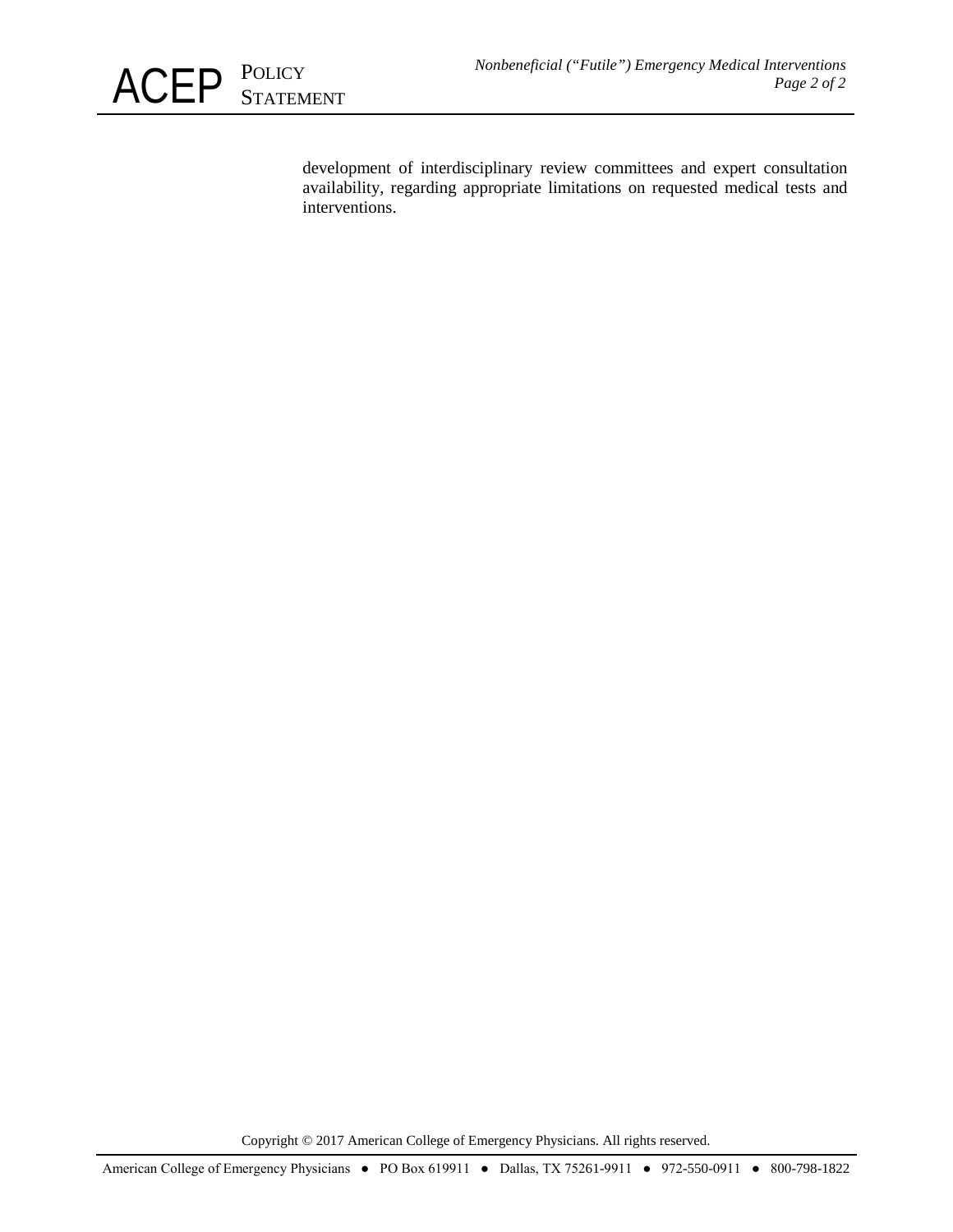development of interdisciplinary review committees and expert consultation availability, regarding appropriate limitations on requested medical tests and interventions.

Copyright © 2017 American College of Emergency Physicians. All rights reserved.